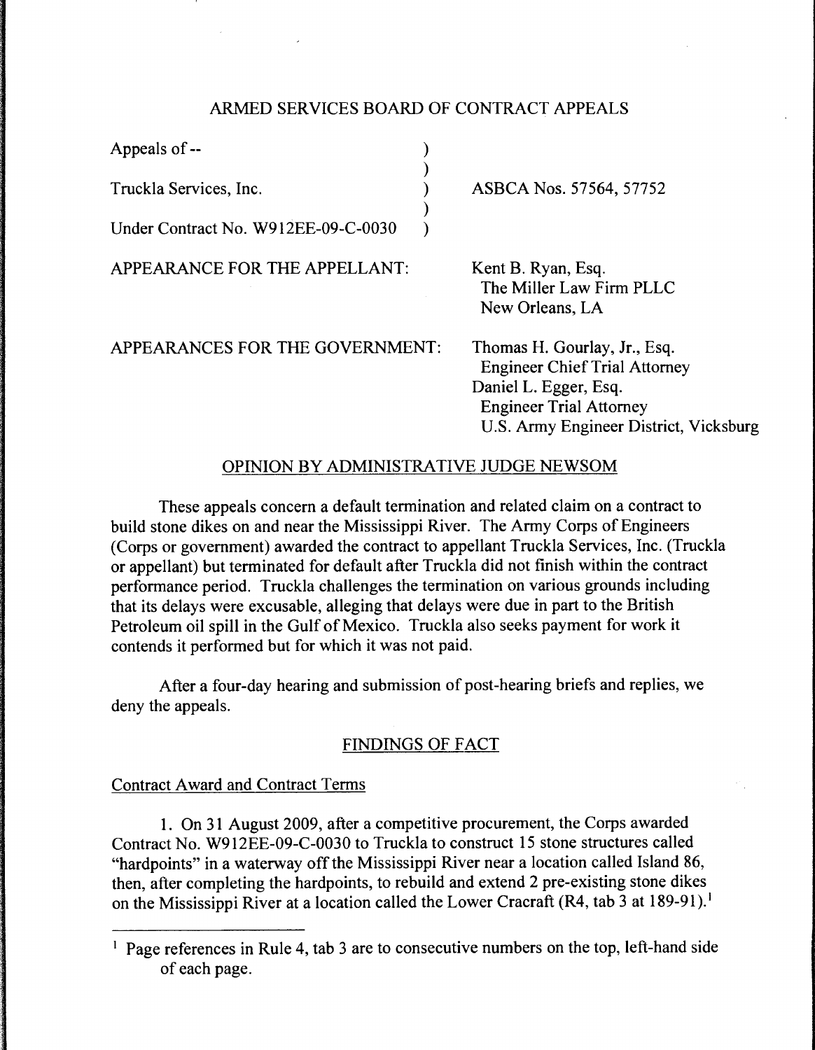# ARMED SERVICES BOARD OF CONTRACT APPEALS

| | |
|---|---|
| Appeals of -- | |
| Truckla Services, Inc. | ASBCA Nos. 57564, 57752 |
| Under Contract No. W912EE-09-C-0030 | |

APPEARANCE FOR THE APPELLANT: Kent B. Ryan, Esq.
The Miller Law Firm PLLC
New Orleans, LA

APPEARANCES FOR THE GOVERNMENT: Thomas H. Gourlay, Jr., Esq.
Engineer Chief Trial Attorney
Daniel L. Egger, Esq.
Engineer Trial Attorney
U.S. Army Engineer District, Vicksburg

## OPINION BY ADMINISTRATIVE JUDGE NEWSOM

These appeals concern a default termination and related claim on a contract to build stone dikes on and near the Mississippi River. The Army Corps of Engineers (Corps or government) awarded the contract to appellant Truckla Services, Inc. (Truckla or appellant) but terminated for default after Truckla did not finish within the contract performance period. Truckla challenges the termination on various grounds including that its delays were excusable, alleging that delays were due in part to the British Petroleum oil spill in the Gulf of Mexico. Truckla also seeks payment for work it contends it performed but for which it was not paid.

After a four-day hearing and submission of post-hearing briefs and replies, we deny the appeals.

## FINDINGS OF FACT

### Contract Award and Contract Terms

1. On 31 August 2009, after a competitive procurement, the Corps awarded Contract No. W912EE-09-C-0030 to Truckla to construct 15 stone structures called "hardpoints" in a waterway off the Mississippi River near a location called Island 86, then, after completing the hardpoints, to rebuild and extend 2 pre-existing stone dikes on the Mississippi River at a location called the Lower Cracraft (R4, tab 3 at 189-91).[1]

[1] Page references in Rule 4, tab 3 are to consecutive numbers on the top, left-hand side of each page.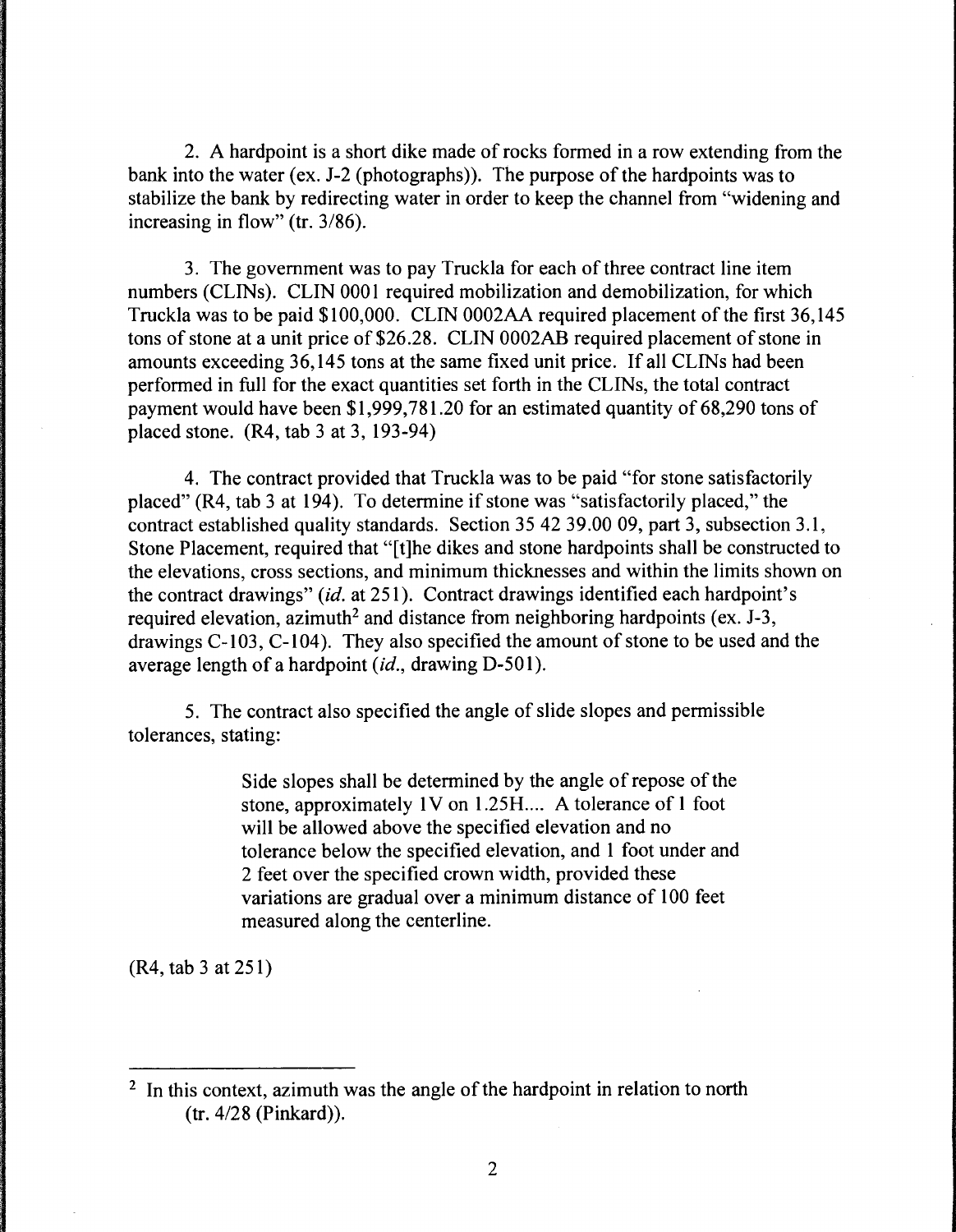2. A hardpoint is a short dike made of rocks formed in a row extending from the bank into the water (ex. J-2 (photographs)). The purpose of the hardpoints was to stabilize the bank by redirecting water in order to keep the channel from "widening and increasing in flow" (tr. 3/86).

3. The government was to pay Truckla for each of three contract line item numbers (CLINs). CLIN 0001 required mobilization and demobilization, for which Truckla was to be paid $100,000. CLIN 0002AA required placement of the first 36,145 tons of stone at a unit price of $26.28. CLIN 0002AB required placement of stone in amounts exceeding 36,145 tons at the same fixed unit price. If all CLINs had been performed in full for the exact quantities set forth in the CLINs, the total contract payment would have been $1,999,781.20 for an estimated quantity of 68,290 tons of placed stone. (R4, tab 3 at 3, 193-94)

4. The contract provided that Truckla was to be paid "for stone satisfactorily placed" (R4, tab 3 at 194). To determine if stone was "satisfactorily placed," the contract established quality standards. Section 35 42 39.00 09, part 3, subsection 3.1, Stone Placement, required that "[t]he dikes and stone hardpoints shall be constructed to the elevations, cross sections, and minimum thicknesses and within the limits shown on the contract drawings" (*id.* at 251). Contract drawings identified each hardpoint's required elevation, azimuth[2] and distance from neighboring hardpoints (ex. J-3, drawings C-103, C-104). They also specified the amount of stone to be used and the average length of a hardpoint (*id.*, drawing D-501).

5. The contract also specified the angle of slide slopes and permissible tolerances, stating:

> Side slopes shall be determined by the angle of repose of the stone, approximately 1V on 1.25H.... A tolerance of 1 foot will be allowed above the specified elevation and no tolerance below the specified elevation, and 1 foot under and 2 feet over the specified crown width, provided these variations are gradual over a minimum distance of 100 feet measured along the centerline.

(R4, tab 3 at 251)

---

[2] In this context, azimuth was the angle of the hardpoint in relation to north (tr. 4/28 (Pinkard)).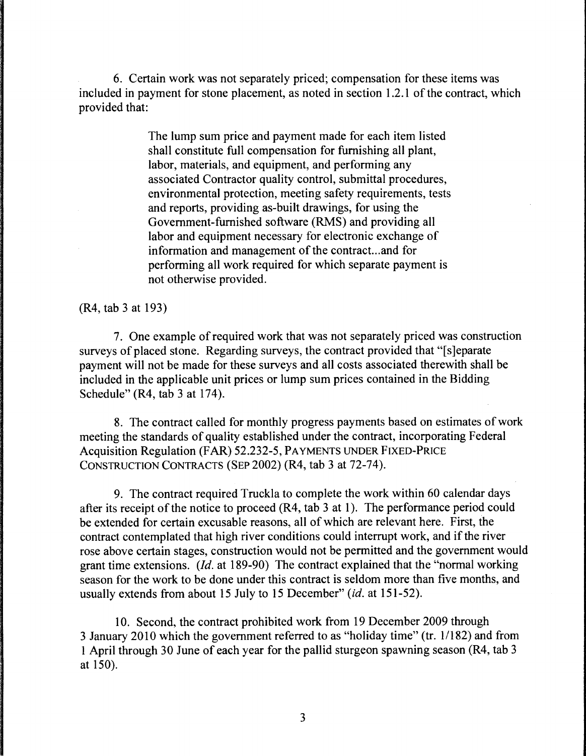6. Certain work was not separately priced; compensation for these items was included in payment for stone placement, as noted in section 1.2.1 of the contract, which provided that:

> The lump sum price and payment made for each item listed shall constitute full compensation for furnishing all plant, labor, materials, and equipment, and performing any associated Contractor quality control, submittal procedures, environmental protection, meeting safety requirements, tests and reports, providing as-built drawings, for using the Government-furnished software (RMS) and providing all labor and equipment necessary for electronic exchange of information and management of the contract...and for performing all work required for which separate payment is not otherwise provided.

(R4, tab 3 at 193)

7. One example of required work that was not separately priced was construction surveys of placed stone. Regarding surveys, the contract provided that "[s]eparate payment will not be made for these surveys and all costs associated therewith shall be included in the applicable unit prices or lump sum prices contained in the Bidding Schedule" (R4, tab 3 at 174).

8. The contract called for monthly progress payments based on estimates of work meeting the standards of quality established under the contract, incorporating Federal Acquisition Regulation (FAR) 52.232-5, PAYMENTS UNDER FIXED-PRICE CONSTRUCTION CONTRACTS (SEP 2002) (R4, tab 3 at 72-74).

9. The contract required Truckla to complete the work within 60 calendar days after its receipt of the notice to proceed (R4, tab 3 at 1). The performance period could be extended for certain excusable reasons, all of which are relevant here. First, the contract contemplated that high river conditions could interrupt work, and if the river rose above certain stages, construction would not be permitted and the government would grant time extensions. (*Id.* at 189-90) The contract explained that the "normal working season for the work to be done under this contract is seldom more than five months, and usually extends from about 15 July to 15 December" (*id.* at 151-52).

10. Second, the contract prohibited work from 19 December 2009 through 3 January 2010 which the government referred to as "holiday time" (tr. 1/182) and from 1 April through 30 June of each year for the pallid sturgeon spawning season (R4, tab 3 at 150).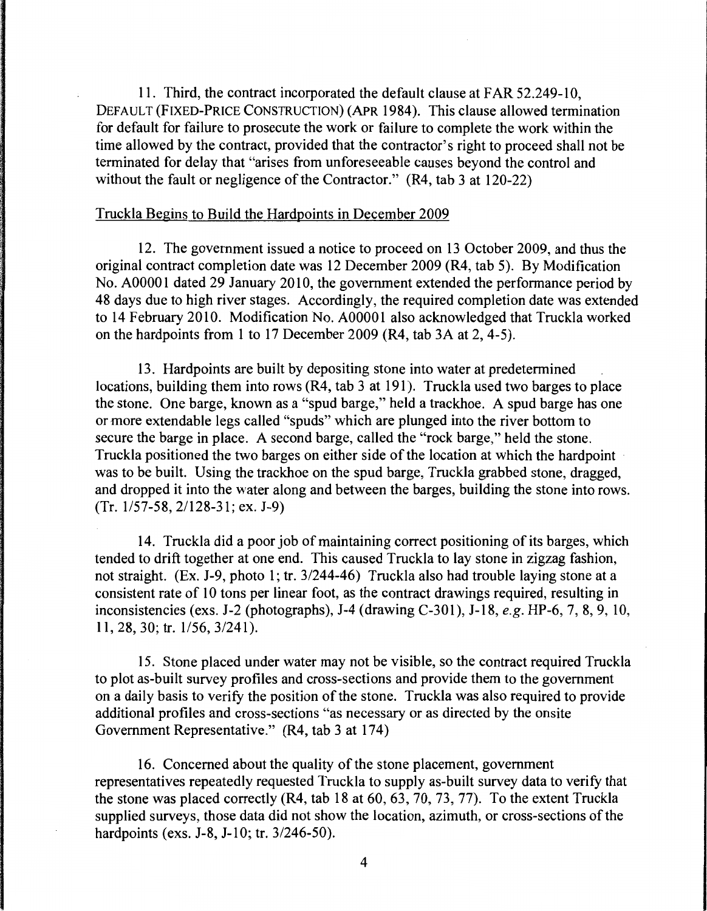11. Third, the contract incorporated the default clause at FAR 52.249-10, DEFAULT (FIXED-PRICE CONSTRUCTION) (APR 1984). This clause allowed termination for default for failure to prosecute the work or failure to complete the work within the time allowed by the contract, provided that the contractor's right to proceed shall not be terminated for delay that "arises from unforeseeable causes beyond the control and without the fault or negligence of the Contractor." (R4, tab 3 at 120-22)

Truckla Begins to Build the Hardpoints in December 2009

12. The government issued a notice to proceed on 13 October 2009, and thus the original contract completion date was 12 December 2009 (R4, tab 5). By Modification No. A00001 dated 29 January 2010, the government extended the performance period by 48 days due to high river stages. Accordingly, the required completion date was extended to 14 February 2010. Modification No. A00001 also acknowledged that Truckla worked on the hardpoints from 1 to 17 December 2009 (R4, tab 3A at 2, 4-5).

13. Hardpoints are built by depositing stone into water at predetermined locations, building them into rows (R4, tab 3 at 191). Truckla used two barges to place the stone. One barge, known as a "spud barge," held a trackhoe. A spud barge has one or more extendable legs called "spuds" which are plunged into the river bottom to secure the barge in place. A second barge, called the "rock barge," held the stone. Truckla positioned the two barges on either side of the location at which the hardpoint was to be built. Using the trackhoe on the spud barge, Truckla grabbed stone, dragged, and dropped it into the water along and between the barges, building the stone into rows. (Tr. 1/57-58, 2/128-31; ex. J-9)

14. Truckla did a poor job of maintaining correct positioning of its barges, which tended to drift together at one end. This caused Truckla to lay stone in zigzag fashion, not straight. (Ex. J-9, photo 1; tr. 3/244-46) Truckla also had trouble laying stone at a consistent rate of 10 tons per linear foot, as the contract drawings required, resulting in inconsistencies (exs. J-2 (photographs), J-4 (drawing C-301), J-18, *e.g.* HP-6, 7, 8, 9, 10, 11, 28, 30; tr. 1/56, 3/241).

15. Stone placed under water may not be visible, so the contract required Truckla to plot as-built survey profiles and cross-sections and provide them to the government on a daily basis to verify the position of the stone. Truckla was also required to provide additional profiles and cross-sections "as necessary or as directed by the onsite Government Representative." (R4, tab 3 at 174)

16. Concerned about the quality of the stone placement, government representatives repeatedly requested Truckla to supply as-built survey data to verify that the stone was placed correctly (R4, tab 18 at 60, 63, 70, 73, 77). To the extent Truckla supplied surveys, those data did not show the location, azimuth, or cross-sections of the hardpoints (exs. J-8, J-10; tr. 3/246-50).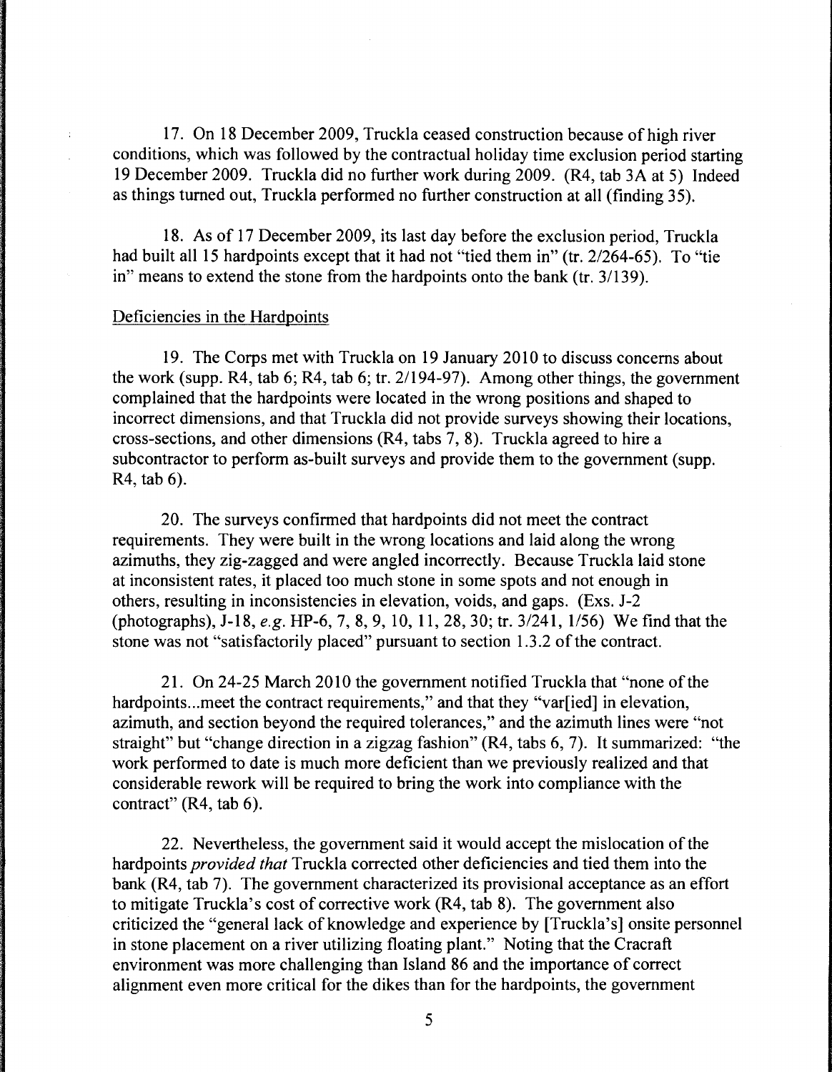17. On 18 December 2009, Truckla ceased construction because of high river conditions, which was followed by the contractual holiday time exclusion period starting 19 December 2009. Truckla did no further work during 2009. (R4, tab 3A at 5) Indeed as things turned out, Truckla performed no further construction at all (finding 35).

18. As of 17 December 2009, its last day before the exclusion period, Truckla had built all 15 hardpoints except that it had not "tied them in" (tr. 2/264-65). To "tie in" means to extend the stone from the hardpoints onto the bank (tr. 3/139).

Deficiencies in the Hardpoints

19. The Corps met with Truckla on 19 January 2010 to discuss concerns about the work (supp. R4, tab 6; R4, tab 6; tr. 2/194-97). Among other things, the government complained that the hardpoints were located in the wrong positions and shaped to incorrect dimensions, and that Truckla did not provide surveys showing their locations, cross-sections, and other dimensions (R4, tabs 7, 8). Truckla agreed to hire a subcontractor to perform as-built surveys and provide them to the government (supp. R4, tab 6).

20. The surveys confirmed that hardpoints did not meet the contract requirements. They were built in the wrong locations and laid along the wrong azimuths, they zig-zagged and were angled incorrectly. Because Truckla laid stone at inconsistent rates, it placed too much stone in some spots and not enough in others, resulting in inconsistencies in elevation, voids, and gaps. (Exs. J-2 (photographs), J-18, *e.g.* HP-6, 7, 8, 9, 10, 11, 28, 30; tr. 3/241, 1/56) We find that the stone was not "satisfactorily placed" pursuant to section 1.3.2 of the contract.

21. On 24-25 March 2010 the government notified Truckla that "none of the hardpoints...meet the contract requirements," and that they "var[ied] in elevation, azimuth, and section beyond the required tolerances," and the azimuth lines were "not straight" but "change direction in a zigzag fashion" (R4, tabs 6, 7). It summarized: "the work performed to date is much more deficient than we previously realized and that considerable rework will be required to bring the work into compliance with the contract" (R4, tab 6).

22. Nevertheless, the government said it would accept the mislocation of the hardpoints *provided that* Truckla corrected other deficiencies and tied them into the bank (R4, tab 7). The government characterized its provisional acceptance as an effort to mitigate Truckla's cost of corrective work (R4, tab 8). The government also criticized the "general lack of knowledge and experience by [Truckla's] onsite personnel in stone placement on a river utilizing floating plant." Noting that the Cracraft environment was more challenging than Island 86 and the importance of correct alignment even more critical for the dikes than for the hardpoints, the government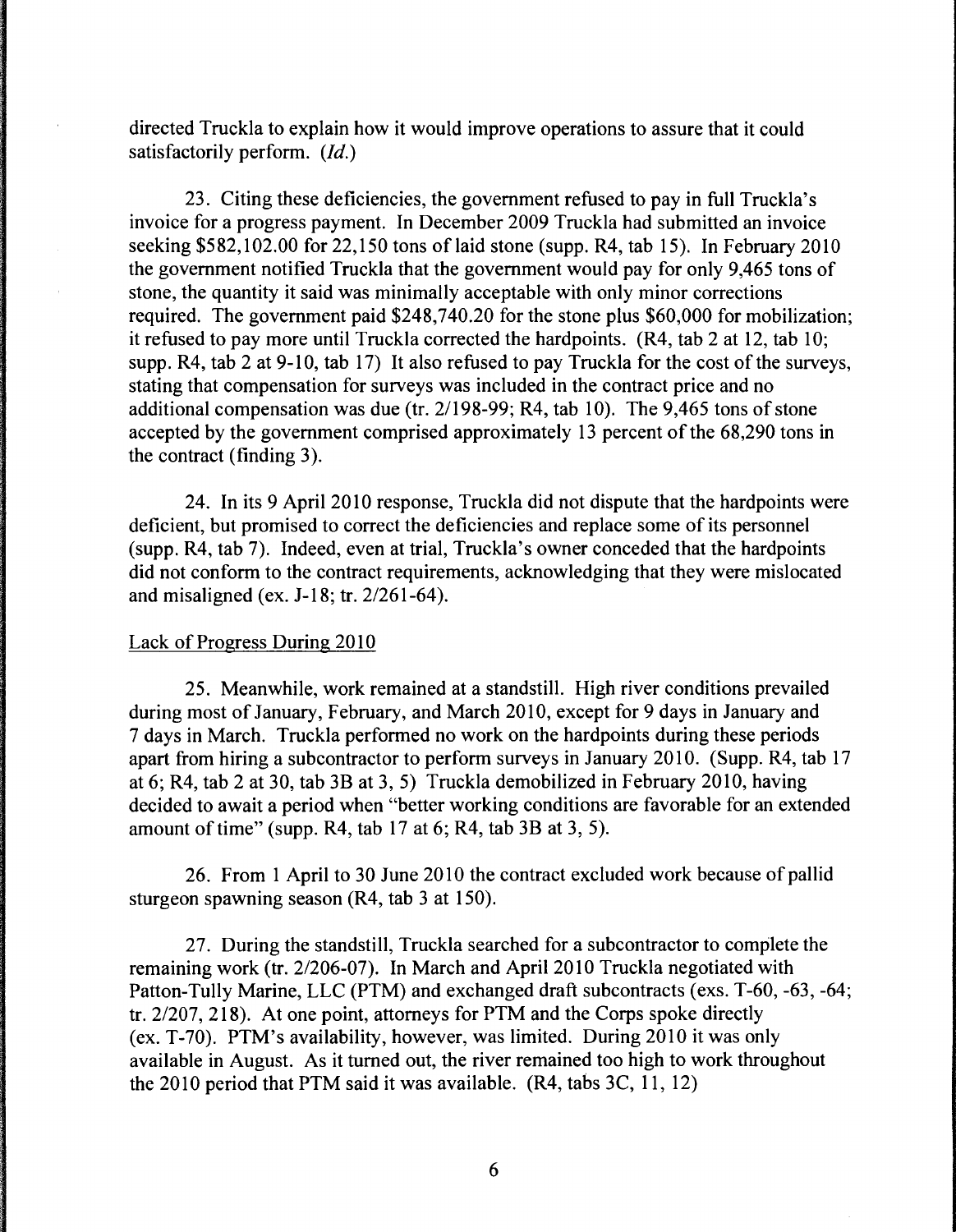directed Truckla to explain how it would improve operations to assure that it could satisfactorily perform. (*Id.*)

23. Citing these deficiencies, the government refused to pay in full Truckla's invoice for a progress payment. In December 2009 Truckla had submitted an invoice seeking $582,102.00 for 22,150 tons of laid stone (supp. R4, tab 15). In February 2010 the government notified Truckla that the government would pay for only 9,465 tons of stone, the quantity it said was minimally acceptable with only minor corrections required. The government paid $248,740.20 for the stone plus $60,000 for mobilization; it refused to pay more until Truckla corrected the hardpoints. (R4, tab 2 at 12, tab 10; supp. R4, tab 2 at 9-10, tab 17) It also refused to pay Truckla for the cost of the surveys, stating that compensation for surveys was included in the contract price and no additional compensation was due (tr. 2/198-99; R4, tab 10). The 9,465 tons of stone accepted by the government comprised approximately 13 percent of the 68,290 tons in the contract (finding 3).

24. In its 9 April 2010 response, Truckla did not dispute that the hardpoints were deficient, but promised to correct the deficiencies and replace some of its personnel (supp. R4, tab 7). Indeed, even at trial, Truckla's owner conceded that the hardpoints did not conform to the contract requirements, acknowledging that they were mislocated and misaligned (ex. J-18; tr. 2/261-64).

Lack of Progress During 2010

25. Meanwhile, work remained at a standstill. High river conditions prevailed during most of January, February, and March 2010, except for 9 days in January and 7 days in March. Truckla performed no work on the hardpoints during these periods apart from hiring a subcontractor to perform surveys in January 2010. (Supp. R4, tab 17 at 6; R4, tab 2 at 30, tab 3B at 3, 5) Truckla demobilized in February 2010, having decided to await a period when "better working conditions are favorable for an extended amount of time" (supp. R4, tab 17 at 6; R4, tab 3B at 3, 5).

26. From 1 April to 30 June 2010 the contract excluded work because of pallid sturgeon spawning season (R4, tab 3 at 150).

27. During the standstill, Truckla searched for a subcontractor to complete the remaining work (tr. 2/206-07). In March and April 2010 Truckla negotiated with Patton-Tully Marine, LLC (PTM) and exchanged draft subcontracts (exs. T-60, -63, -64; tr. 2/207, 218). At one point, attorneys for PTM and the Corps spoke directly (ex. T-70). PTM's availability, however, was limited. During 2010 it was only available in August. As it turned out, the river remained too high to work throughout the 2010 period that PTM said it was available. (R4, tabs 3C, 11, 12)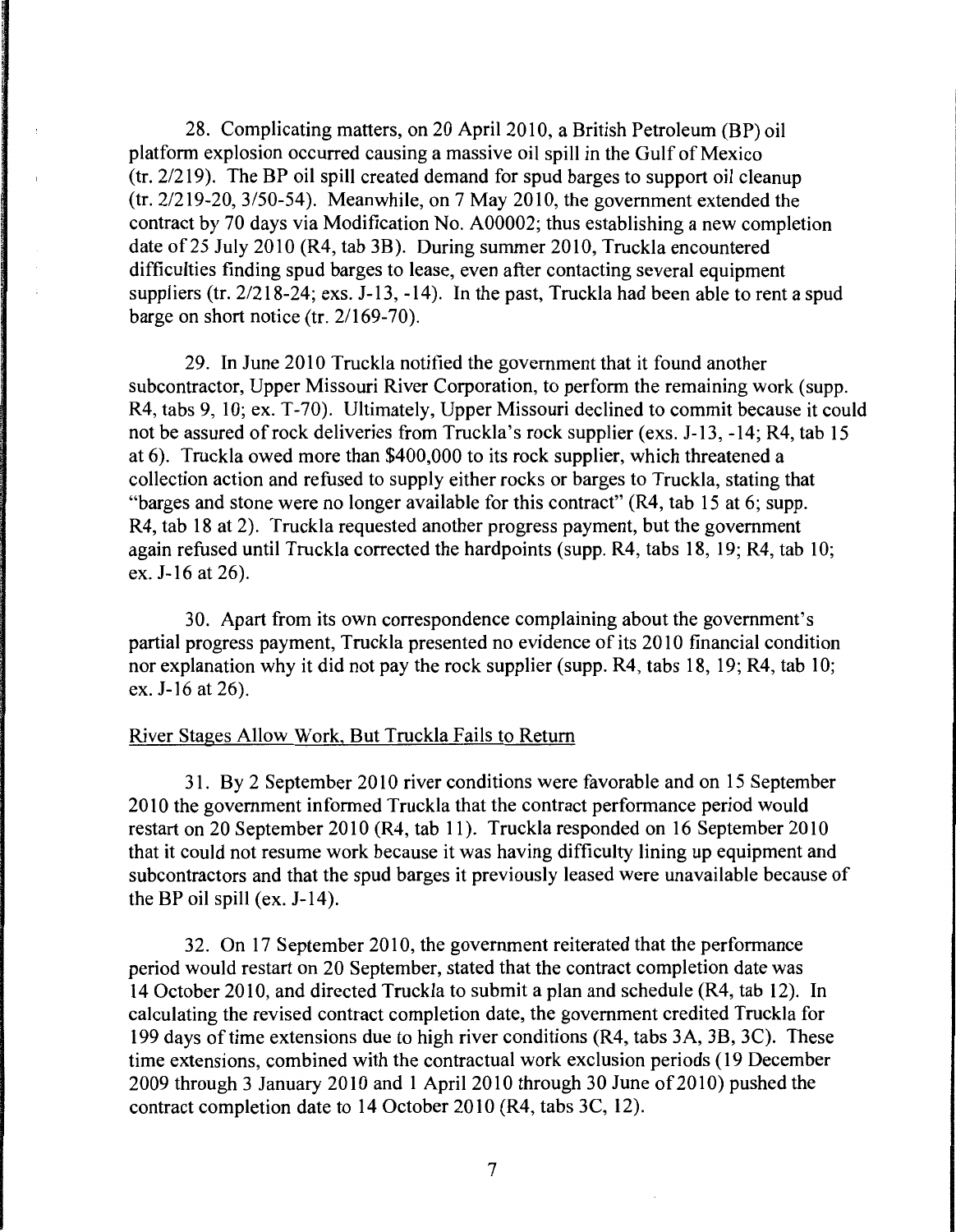28. Complicating matters, on 20 April 2010, a British Petroleum (BP) oil platform explosion occurred causing a massive oil spill in the Gulf of Mexico (tr. 2/219). The BP oil spill created demand for spud barges to support oil cleanup (tr. 2/219-20, 3/50-54). Meanwhile, on 7 May 2010, the government extended the contract by 70 days via Modification No. A00002; thus establishing a new completion date of 25 July 2010 (R4, tab 3B). During summer 2010, Truckla encountered difficulties finding spud barges to lease, even after contacting several equipment suppliers (tr. 2/218-24; exs. J-13, -14). In the past, Truckla had been able to rent a spud barge on short notice (tr. 2/169-70).

29. In June 2010 Truckla notified the government that it found another subcontractor, Upper Missouri River Corporation, to perform the remaining work (supp. R4, tabs 9, 10; ex. T-70). Ultimately, Upper Missouri declined to commit because it could not be assured of rock deliveries from Truckla's rock supplier (exs. J-13, -14; R4, tab 15 at 6). Truckla owed more than $400,000 to its rock supplier, which threatened a collection action and refused to supply either rocks or barges to Truckla, stating that "barges and stone were no longer available for this contract" (R4, tab 15 at 6; supp. R4, tab 18 at 2). Truckla requested another progress payment, but the government again refused until Truckla corrected the hardpoints (supp. R4, tabs 18, 19; R4, tab 10; ex. J-16 at 26).

30. Apart from its own correspondence complaining about the government's partial progress payment, Truckla presented no evidence of its 2010 financial condition nor explanation why it did not pay the rock supplier (supp. R4, tabs 18, 19; R4, tab 10; ex. J-16 at 26).

River Stages Allow Work, But Truckla Fails to Return

31. By 2 September 2010 river conditions were favorable and on 15 September 2010 the government informed Truckla that the contract performance period would restart on 20 September 2010 (R4, tab 11). Truckla responded on 16 September 2010 that it could not resume work because it was having difficulty lining up equipment and subcontractors and that the spud barges it previously leased were unavailable because of the BP oil spill (ex. J-14).

32. On 17 September 2010, the government reiterated that the performance period would restart on 20 September, stated that the contract completion date was 14 October 2010, and directed Truckla to submit a plan and schedule (R4, tab 12). In calculating the revised contract completion date, the government credited Truckla for 199 days of time extensions due to high river conditions (R4, tabs 3A, 3B, 3C). These time extensions, combined with the contractual work exclusion periods (19 December 2009 through 3 January 2010 and 1 April 2010 through 30 June of 2010) pushed the contract completion date to 14 October 2010 (R4, tabs 3C, 12).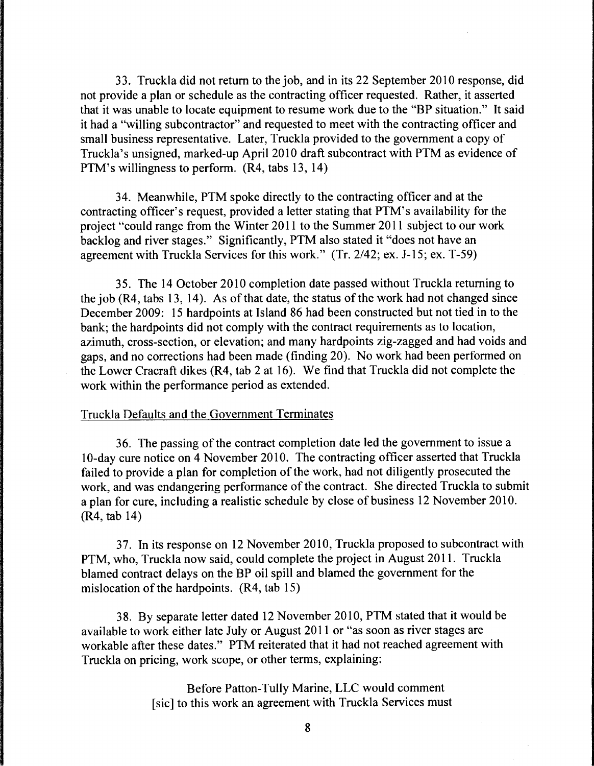33. Truckla did not return to the job, and in its 22 September 2010 response, did not provide a plan or schedule as the contracting officer requested. Rather, it asserted that it was unable to locate equipment to resume work due to the "BP situation." It said it had a "willing subcontractor" and requested to meet with the contracting officer and small business representative. Later, Truckla provided to the government a copy of Truckla's unsigned, marked-up April 2010 draft subcontract with PTM as evidence of PTM's willingness to perform. (R4, tabs 13, 14)

34. Meanwhile, PTM spoke directly to the contracting officer and at the contracting officer's request, provided a letter stating that PTM's availability for the project "could range from the Winter 2011 to the Summer 2011 subject to our work backlog and river stages." Significantly, PTM also stated it "does not have an agreement with Truckla Services for this work." (Tr. 2/42; ex. J-15; ex. T-59)

35. The 14 October 2010 completion date passed without Truckla returning to the job (R4, tabs 13, 14). As of that date, the status of the work had not changed since December 2009: 15 hardpoints at Island 86 had been constructed but not tied in to the bank; the hardpoints did not comply with the contract requirements as to location, azimuth, cross-section, or elevation; and many hardpoints zig-zagged and had voids and gaps, and no corrections had been made (finding 20). No work had been performed on the Lower Cracraft dikes (R4, tab 2 at 16). We find that Truckla did not complete the work within the performance period as extended.

Truckla Defaults and the Government Terminates

36. The passing of the contract completion date led the government to issue a 10-day cure notice on 4 November 2010. The contracting officer asserted that Truckla failed to provide a plan for completion of the work, had not diligently prosecuted the work, and was endangering performance of the contract. She directed Truckla to submit a plan for cure, including a realistic schedule by close of business 12 November 2010. (R4, tab 14)

37. In its response on 12 November 2010, Truckla proposed to subcontract with PTM, who, Truckla now said, could complete the project in August 2011. Truckla blamed contract delays on the BP oil spill and blamed the government for the mislocation of the hardpoints. (R4, tab 15)

38. By separate letter dated 12 November 2010, PTM stated that it would be available to work either late July or August 2011 or "as soon as river stages are workable after these dates." PTM reiterated that it had not reached agreement with Truckla on pricing, work scope, or other terms, explaining:

> Before Patton-Tully Marine, LLC would comment [sic] to this work an agreement with Truckla Services must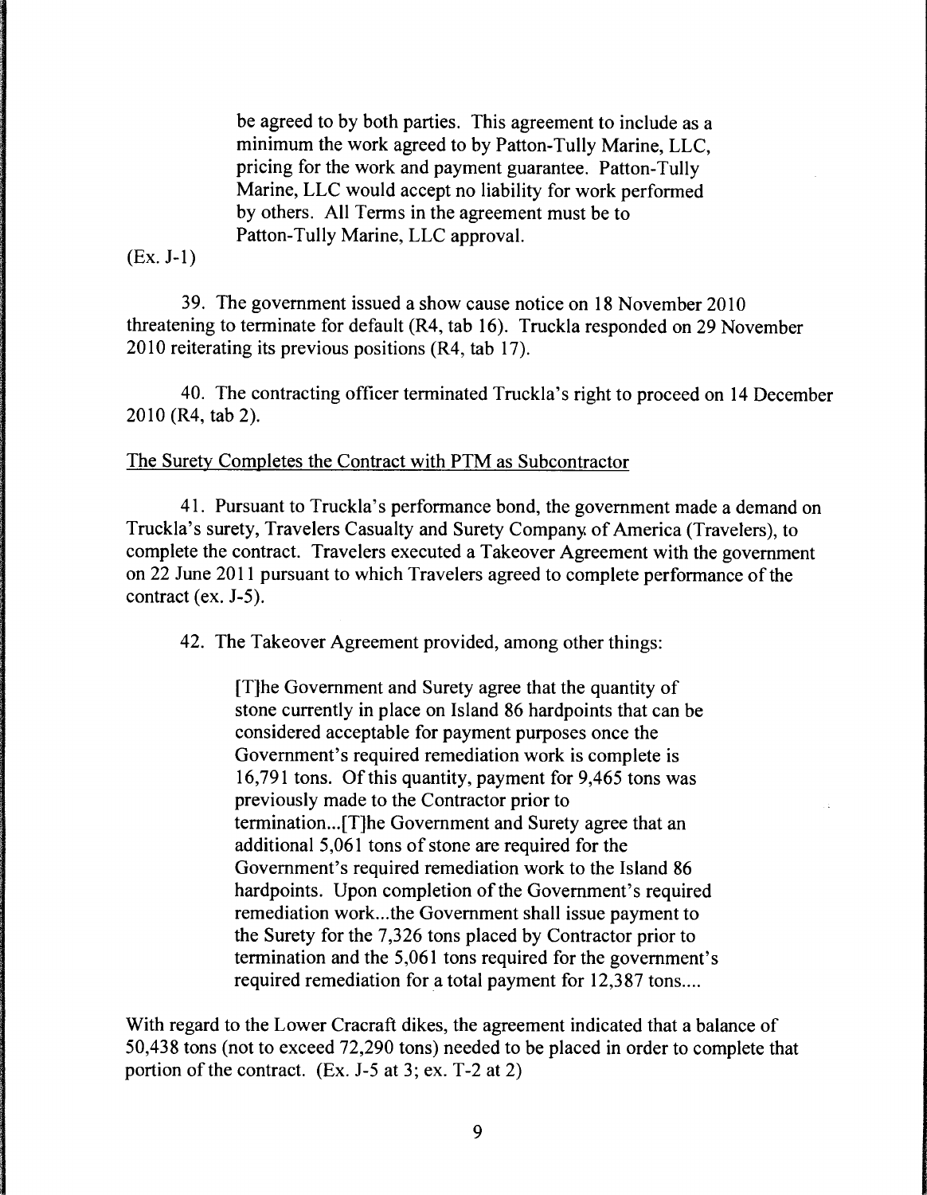> be agreed to by both parties. This agreement to include as a minimum the work agreed to by Patton-Tully Marine, LLC, pricing for the work and payment guarantee. Patton-Tully Marine, LLC would accept no liability for work performed by others. All Terms in the agreement must be to Patton-Tully Marine, LLC approval.

(Ex. J-1)

39. The government issued a show cause notice on 18 November 2010 threatening to terminate for default (R4, tab 16). Truckla responded on 29 November 2010 reiterating its previous positions (R4, tab 17).

40. The contracting officer terminated Truckla's right to proceed on 14 December 2010 (R4, tab 2).

<u>The Surety Completes the Contract with PTM as Subcontractor</u>

41. Pursuant to Truckla's performance bond, the government made a demand on Truckla's surety, Travelers Casualty and Surety Company of America (Travelers), to complete the contract. Travelers executed a Takeover Agreement with the government on 22 June 2011 pursuant to which Travelers agreed to complete performance of the contract (ex. J-5).

42. The Takeover Agreement provided, among other things:

> [T]he Government and Surety agree that the quantity of stone currently in place on Island 86 hardpoints that can be considered acceptable for payment purposes once the Government's required remediation work is complete is 16,791 tons. Of this quantity, payment for 9,465 tons was previously made to the Contractor prior to termination...[T]he Government and Surety agree that an additional 5,061 tons of stone are required for the Government's required remediation work to the Island 86 hardpoints. Upon completion of the Government's required remediation work...the Government shall issue payment to the Surety for the 7,326 tons placed by Contractor prior to termination and the 5,061 tons required for the government's required remediation for a total payment for 12,387 tons....

With regard to the Lower Cracraft dikes, the agreement indicated that a balance of 50,438 tons (not to exceed 72,290 tons) needed to be placed in order to complete that portion of the contract. (Ex. J-5 at 3; ex. T-2 at 2)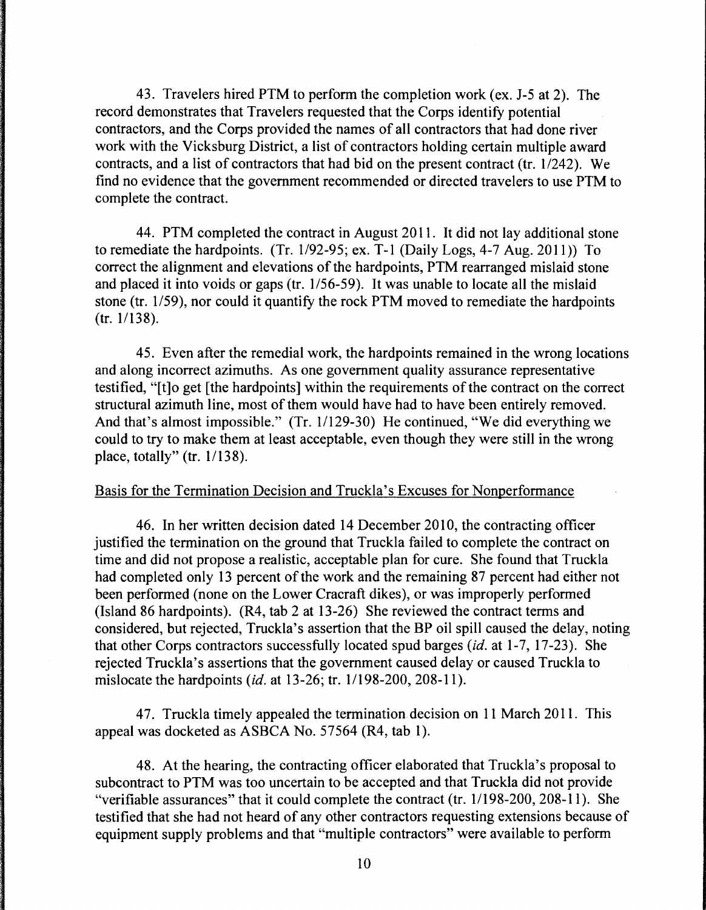43. Travelers hired PTM to perform the completion work (ex. J-5 at 2). The record demonstrates that Travelers requested that the Corps identify potential contractors, and the Corps provided the names of all contractors that had done river work with the Vicksburg District, a list of contractors holding certain multiple award contracts, and a list of contractors that had bid on the present contract (tr. 1/242). We find no evidence that the government recommended or directed travelers to use PTM to complete the contract.

44. PTM completed the contract in August 2011. It did not lay additional stone to remediate the hardpoints. (Tr. 1/92-95; ex. T-1 (Daily Logs, 4-7 Aug. 2011)) To correct the alignment and elevations of the hardpoints, PTM rearranged mislaid stone and placed it into voids or gaps (tr. 1/56-59). It was unable to locate all the mislaid stone (tr. 1/59), nor could it quantify the rock PTM moved to remediate the hardpoints (tr. 1/138).

45. Even after the remedial work, the hardpoints remained in the wrong locations and along incorrect azimuths. As one government quality assurance representative testified, "[t]o get [the hardpoints] within the requirements of the contract on the correct structural azimuth line, most of them would have had to have been entirely removed. And that's almost impossible." (Tr. 1/129-30) He continued, "We did everything we could to try to make them at least acceptable, even though they were still in the wrong place, totally" (tr. 1/138).

Basis for the Termination Decision and Truckla's Excuses for Nonperformance

46. In her written decision dated 14 December 2010, the contracting officer justified the termination on the ground that Truckla failed to complete the contract on time and did not propose a realistic, acceptable plan for cure. She found that Truckla had completed only 13 percent of the work and the remaining 87 percent had either not been performed (none on the Lower Cracraft dikes), or was improperly performed (Island 86 hardpoints). (R4, tab 2 at 13-26) She reviewed the contract terms and considered, but rejected, Truckla's assertion that the BP oil spill caused the delay, noting that other Corps contractors successfully located spud barges (*id.* at 1-7, 17-23). She rejected Truckla's assertions that the government caused delay or caused Truckla to mislocate the hardpoints (*id.* at 13-26; tr. 1/198-200, 208-11).

47. Truckla timely appealed the termination decision on 11 March 2011. This appeal was docketed as ASBCA No. 57564 (R4, tab 1).

48. At the hearing, the contracting officer elaborated that Truckla's proposal to subcontract to PTM was too uncertain to be accepted and that Truckla did not provide "verifiable assurances" that it could complete the contract (tr. 1/198-200, 208-11). She testified that she had not heard of any other contractors requesting extensions because of equipment supply problems and that "multiple contractors" were available to perform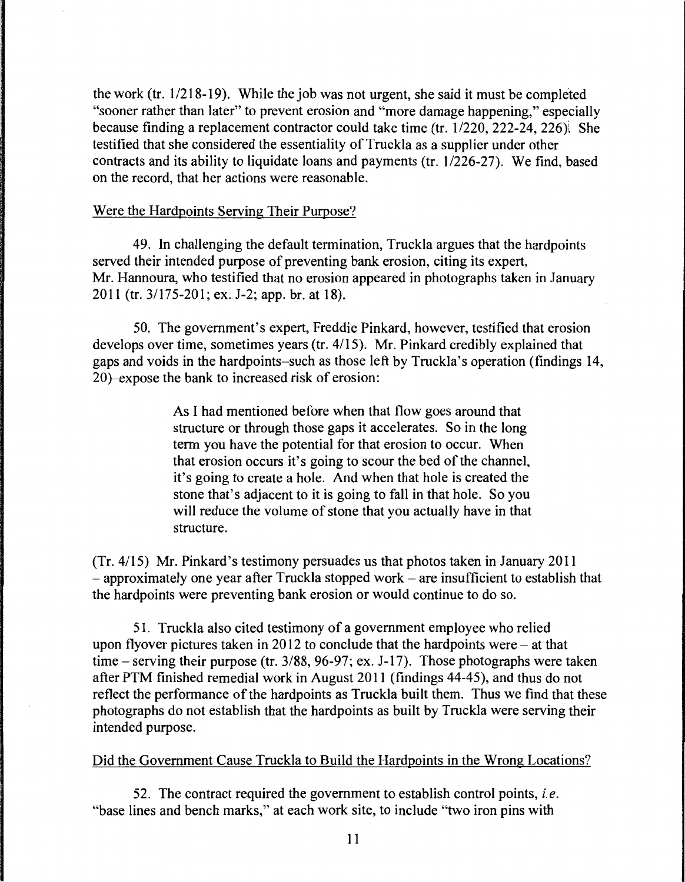the work (tr. 1/218-19). While the job was not urgent, she said it must be completed "sooner rather than later" to prevent erosion and "more damage happening," especially because finding a replacement contractor could take time (tr. 1/220, 222-24, 226). She testified that she considered the essentiality of Truckla as a supplier under other contracts and its ability to liquidate loans and payments (tr. 1/226-27). We find, based on the record, that her actions were reasonable.

Were the Hardpoints Serving Their Purpose?

49. In challenging the default termination, Truckla argues that the hardpoints served their intended purpose of preventing bank erosion, citing its expert, Mr. Hannoura, who testified that no erosion appeared in photographs taken in January 2011 (tr. 3/175-201; ex. J-2; app. br. at 18).

50. The government's expert, Freddie Pinkard, however, testified that erosion develops over time, sometimes years (tr. 4/15). Mr. Pinkard credibly explained that gaps and voids in the hardpoints–such as those left by Truckla's operation (findings 14, 20)–expose the bank to increased risk of erosion:

> As I had mentioned before when that flow goes around that structure or through those gaps it accelerates. So in the long term you have the potential for that erosion to occur. When that erosion occurs it's going to scour the bed of the channel, it's going to create a hole. And when that hole is created the stone that's adjacent to it is going to fall in that hole. So you will reduce the volume of stone that you actually have in that structure.

(Tr. 4/15) Mr. Pinkard's testimony persuades us that photos taken in January 2011 – approximately one year after Truckla stopped work – are insufficient to establish that the hardpoints were preventing bank erosion or would continue to do so.

51. Truckla also cited testimony of a government employee who relied upon flyover pictures taken in 2012 to conclude that the hardpoints were – at that time – serving their purpose (tr. 3/88, 96-97; ex. J-17). Those photographs were taken after PTM finished remedial work in August 2011 (findings 44-45), and thus do not reflect the performance of the hardpoints as Truckla built them. Thus we find that these photographs do not establish that the hardpoints as built by Truckla were serving their intended purpose.

Did the Government Cause Truckla to Build the Hardpoints in the Wrong Locations?

52. The contract required the government to establish control points, *i.e.* "base lines and bench marks," at each work site, to include "two iron pins with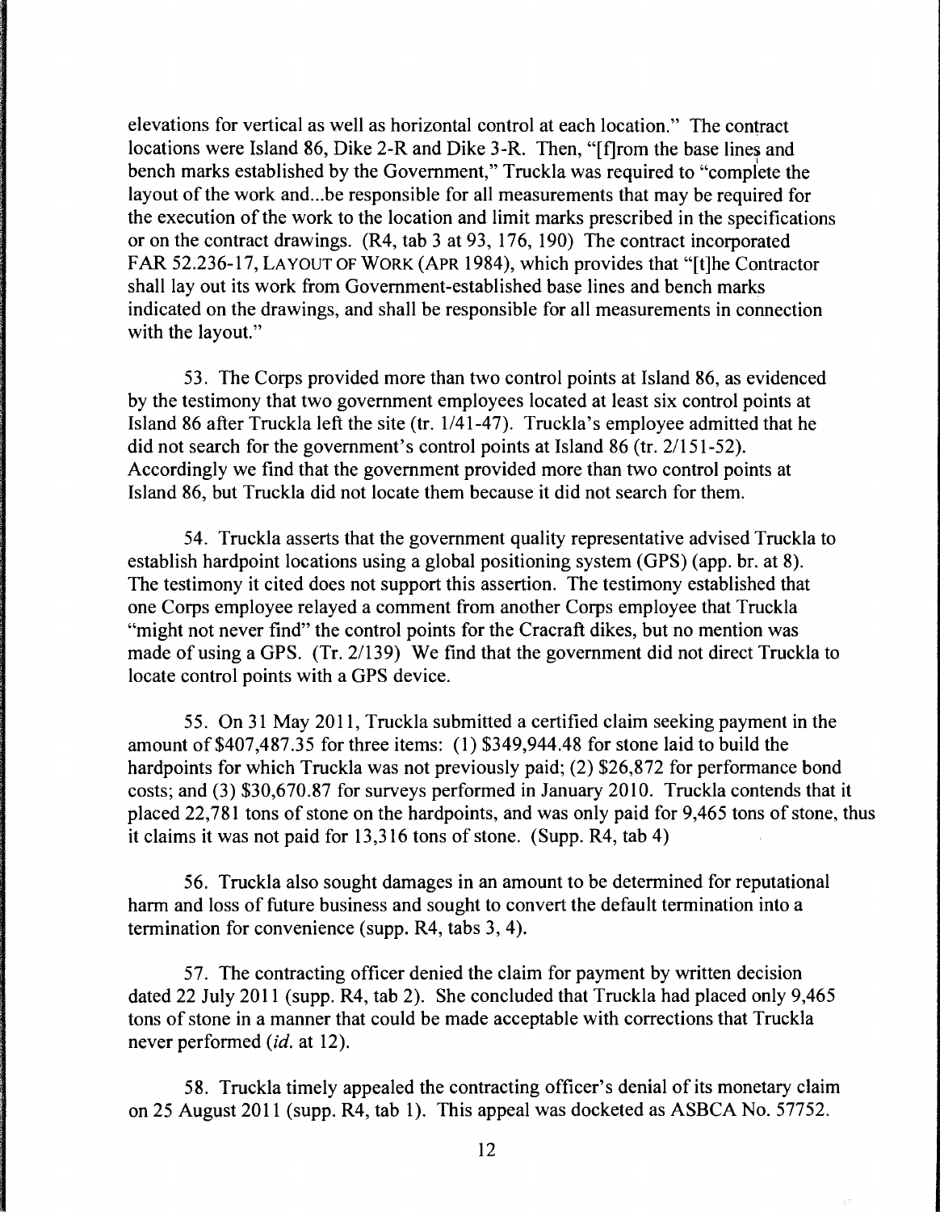elevations for vertical as well as horizontal control at each location." The contract locations were Island 86, Dike 2-R and Dike 3-R. Then, "[f]rom the base lines and bench marks established by the Government," Truckla was required to "complete the layout of the work and...be responsible for all measurements that may be required for the execution of the work to the location and limit marks prescribed in the specifications or on the contract drawings. (R4, tab 3 at 93, 176, 190) The contract incorporated FAR 52.236-17, LAYOUT OF WORK (APR 1984), which provides that "[t]he Contractor shall lay out its work from Government-established base lines and bench marks indicated on the drawings, and shall be responsible for all measurements in connection with the layout."

53. The Corps provided more than two control points at Island 86, as evidenced by the testimony that two government employees located at least six control points at Island 86 after Truckla left the site (tr. 1/41-47). Truckla's employee admitted that he did not search for the government's control points at Island 86 (tr. 2/151-52). Accordingly we find that the government provided more than two control points at Island 86, but Truckla did not locate them because it did not search for them.

54. Truckla asserts that the government quality representative advised Truckla to establish hardpoint locations using a global positioning system (GPS) (app. br. at 8). The testimony it cited does not support this assertion. The testimony established that one Corps employee relayed a comment from another Corps employee that Truckla "might not never find" the control points for the Cracraft dikes, but no mention was made of using a GPS. (Tr. 2/139) We find that the government did not direct Truckla to locate control points with a GPS device.

55. On 31 May 2011, Truckla submitted a certified claim seeking payment in the amount of $407,487.35 for three items: (1) $349,944.48 for stone laid to build the hardpoints for which Truckla was not previously paid; (2) $26,872 for performance bond costs; and (3) $30,670.87 for surveys performed in January 2010. Truckla contends that it placed 22,781 tons of stone on the hardpoints, and was only paid for 9,465 tons of stone, thus it claims it was not paid for 13,316 tons of stone. (Supp. R4, tab 4)

56. Truckla also sought damages in an amount to be determined for reputational harm and loss of future business and sought to convert the default termination into a termination for convenience (supp. R4, tabs 3, 4).

57. The contracting officer denied the claim for payment by written decision dated 22 July 2011 (supp. R4, tab 2). She concluded that Truckla had placed only 9,465 tons of stone in a manner that could be made acceptable with corrections that Truckla never performed (*id.* at 12).

58. Truckla timely appealed the contracting officer's denial of its monetary claim on 25 August 2011 (supp. R4, tab 1). This appeal was docketed as ASBCA No. 57752.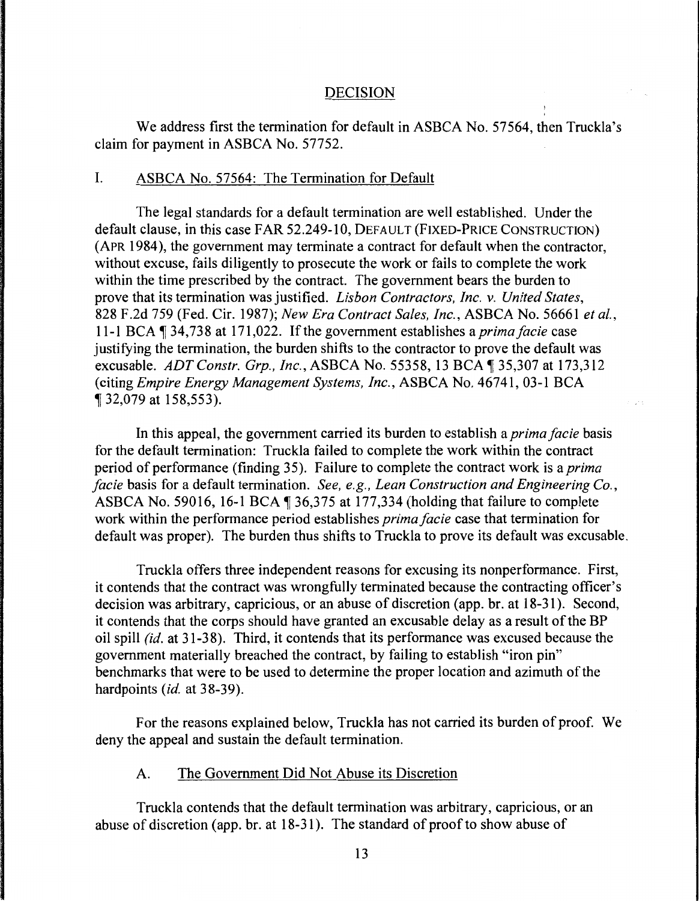## DECISION

We address first the termination for default in ASBCA No. 57564, then Truckla's claim for payment in ASBCA No. 57752.

### I. ASBCA No. 57564: The Termination for Default

The legal standards for a default termination are well established. Under the default clause, in this case FAR 52.249-10, DEFAULT (FIXED-PRICE CONSTRUCTION) (APR 1984), the government may terminate a contract for default when the contractor, without excuse, fails diligently to prosecute the work or fails to complete the work within the time prescribed by the contract. The government bears the burden to prove that its termination was justified. *Lisbon Contractors, Inc. v. United States*, 828 F.2d 759 (Fed. Cir. 1987); *New Era Contract Sales, Inc.*, ASBCA No. 56661 *et al.*, 11-1 BCA ¶ 34,738 at 171,022. If the government establishes a *prima facie* case justifying the termination, the burden shifts to the contractor to prove the default was excusable. *ADT Constr. Grp., Inc.*, ASBCA No. 55358, 13 BCA ¶ 35,307 at 173,312 (citing *Empire Energy Management Systems, Inc.*, ASBCA No. 46741, 03-1 BCA ¶ 32,079 at 158,553).

In this appeal, the government carried its burden to establish a *prima facie* basis for the default termination: Truckla failed to complete the work within the contract period of performance (finding 35). Failure to complete the contract work is a *prima facie* basis for a default termination. *See, e.g., Lean Construction and Engineering Co.*, ASBCA No. 59016, 16-1 BCA ¶ 36,375 at 177,334 (holding that failure to complete work within the performance period establishes *prima facie* case that termination for default was proper). The burden thus shifts to Truckla to prove its default was excusable.

Truckla offers three independent reasons for excusing its nonperformance. First, it contends that the contract was wrongfully terminated because the contracting officer's decision was arbitrary, capricious, or an abuse of discretion (app. br. at 18-31). Second, it contends that the corps should have granted an excusable delay as a result of the BP oil spill *(id.* at 31-38). Third, it contends that its performance was excused because the government materially breached the contract, by failing to establish "iron pin" benchmarks that were to be used to determine the proper location and azimuth of the hardpoints (*id.* at 38-39).

For the reasons explained below, Truckla has not carried its burden of proof. We deny the appeal and sustain the default termination.

#### A. The Government Did Not Abuse its Discretion

Truckla contends that the default termination was arbitrary, capricious, or an abuse of discretion (app. br. at 18-31). The standard of proof to show abuse of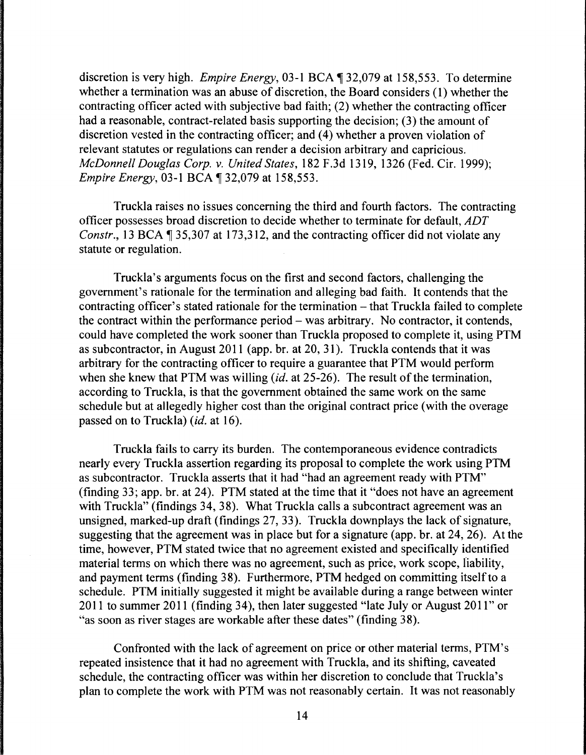discretion is very high. *Empire Energy*, 03-1 BCA ¶ 32,079 at 158,553. To determine whether a termination was an abuse of discretion, the Board considers (1) whether the contracting officer acted with subjective bad faith; (2) whether the contracting officer had a reasonable, contract-related basis supporting the decision; (3) the amount of discretion vested in the contracting officer; and (4) whether a proven violation of relevant statutes or regulations can render a decision arbitrary and capricious. *McDonnell Douglas Corp. v. United States*, 182 F.3d 1319, 1326 (Fed. Cir. 1999); *Empire Energy*, 03-1 BCA ¶ 32,079 at 158,553.

Truckla raises no issues concerning the third and fourth factors. The contracting officer possesses broad discretion to decide whether to terminate for default, *ADT Constr.*, 13 BCA ¶ 35,307 at 173,312, and the contracting officer did not violate any statute or regulation.

Truckla's arguments focus on the first and second factors, challenging the government's rationale for the termination and alleging bad faith. It contends that the contracting officer's stated rationale for the termination – that Truckla failed to complete the contract within the performance period – was arbitrary. No contractor, it contends, could have completed the work sooner than Truckla proposed to complete it, using PTM as subcontractor, in August 2011 (app. br. at 20, 31). Truckla contends that it was arbitrary for the contracting officer to require a guarantee that PTM would perform when she knew that PTM was willing (*id.* at 25-26). The result of the termination, according to Truckla, is that the government obtained the same work on the same schedule but at allegedly higher cost than the original contract price (with the overage passed on to Truckla) (*id.* at 16).

Truckla fails to carry its burden. The contemporaneous evidence contradicts nearly every Truckla assertion regarding its proposal to complete the work using PTM as subcontractor. Truckla asserts that it had "had an agreement ready with PTM" (finding 33; app. br. at 24). PTM stated at the time that it "does not have an agreement with Truckla" (findings 34, 38). What Truckla calls a subcontract agreement was an unsigned, marked-up draft (findings 27, 33). Truckla downplays the lack of signature, suggesting that the agreement was in place but for a signature (app. br. at 24, 26). At the time, however, PTM stated twice that no agreement existed and specifically identified material terms on which there was no agreement, such as price, work scope, liability, and payment terms (finding 38). Furthermore, PTM hedged on committing itself to a schedule. PTM initially suggested it might be available during a range between winter 2011 to summer 2011 (finding 34), then later suggested "late July or August 2011" or "as soon as river stages are workable after these dates" (finding 38).

Confronted with the lack of agreement on price or other material terms, PTM's repeated insistence that it had no agreement with Truckla, and its shifting, caveated schedule, the contracting officer was within her discretion to conclude that Truckla's plan to complete the work with PTM was not reasonably certain. It was not reasonably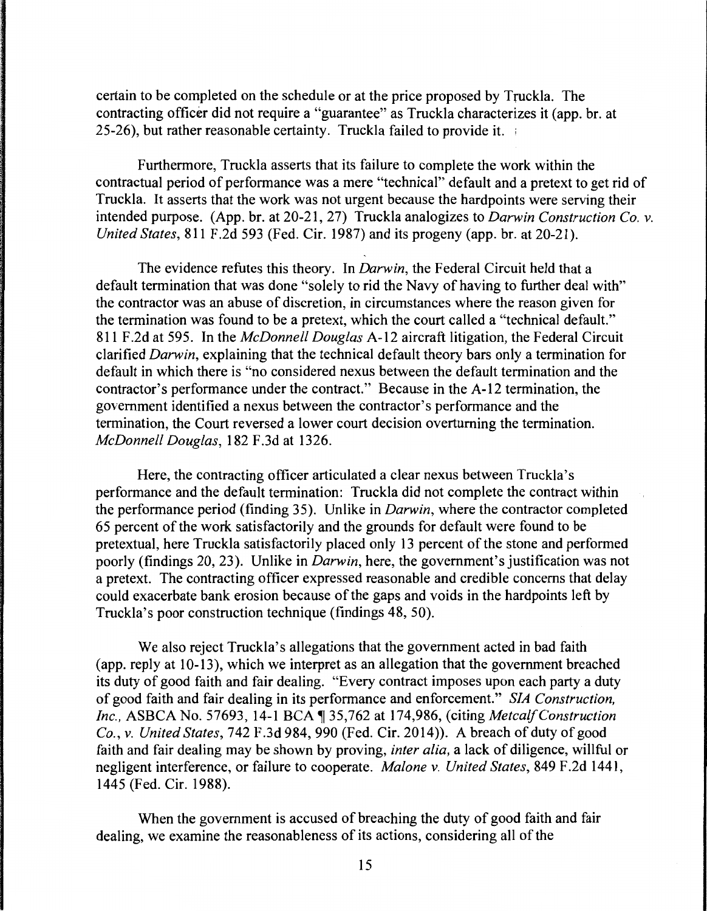certain to be completed on the schedule or at the price proposed by Truckla. The contracting officer did not require a "guarantee" as Truckla characterizes it (app. br. at 25-26), but rather reasonable certainty. Truckla failed to provide it.

Furthermore, Truckla asserts that its failure to complete the work within the contractual period of performance was a mere "technical" default and a pretext to get rid of Truckla. It asserts that the work was not urgent because the hardpoints were serving their intended purpose. (App. br. at 20-21, 27) Truckla analogizes to *Darwin Construction Co. v. United States*, 811 F.2d 593 (Fed. Cir. 1987) and its progeny (app. br. at 20-21).

The evidence refutes this theory. In *Darwin*, the Federal Circuit held that a default termination that was done "solely to rid the Navy of having to further deal with" the contractor was an abuse of discretion, in circumstances where the reason given for the termination was found to be a pretext, which the court called a "technical default." 811 F.2d at 595. In the *McDonnell Douglas* A-12 aircraft litigation, the Federal Circuit clarified *Darwin*, explaining that the technical default theory bars only a termination for default in which there is "no considered nexus between the default termination and the contractor's performance under the contract." Because in the A-12 termination, the government identified a nexus between the contractor's performance and the termination, the Court reversed a lower court decision overturning the termination. *McDonnell Douglas*, 182 F.3d at 1326.

Here, the contracting officer articulated a clear nexus between Truckla's performance and the default termination: Truckla did not complete the contract within the performance period (finding 35). Unlike in *Darwin*, where the contractor completed 65 percent of the work satisfactorily and the grounds for default were found to be pretextual, here Truckla satisfactorily placed only 13 percent of the stone and performed poorly (findings 20, 23). Unlike in *Darwin*, here, the government's justification was not a pretext. The contracting officer expressed reasonable and credible concerns that delay could exacerbate bank erosion because of the gaps and voids in the hardpoints left by Truckla's poor construction technique (findings 48, 50).

We also reject Truckla's allegations that the government acted in bad faith (app. reply at 10-13), which we interpret as an allegation that the government breached its duty of good faith and fair dealing. "Every contract imposes upon each party a duty of good faith and fair dealing in its performance and enforcement." *SIA Construction, Inc.*, ASBCA No. 57693, 14-1 BCA ¶ 35,762 at 174,986, (citing *Metcalf Construction Co., v. United States*, 742 F.3d 984, 990 (Fed. Cir. 2014)). A breach of duty of good faith and fair dealing may be shown by proving, *inter alia*, a lack of diligence, willful or negligent interference, or failure to cooperate. *Malone v. United States*, 849 F.2d 1441, 1445 (Fed. Cir. 1988).

When the government is accused of breaching the duty of good faith and fair dealing, we examine the reasonableness of its actions, considering all of the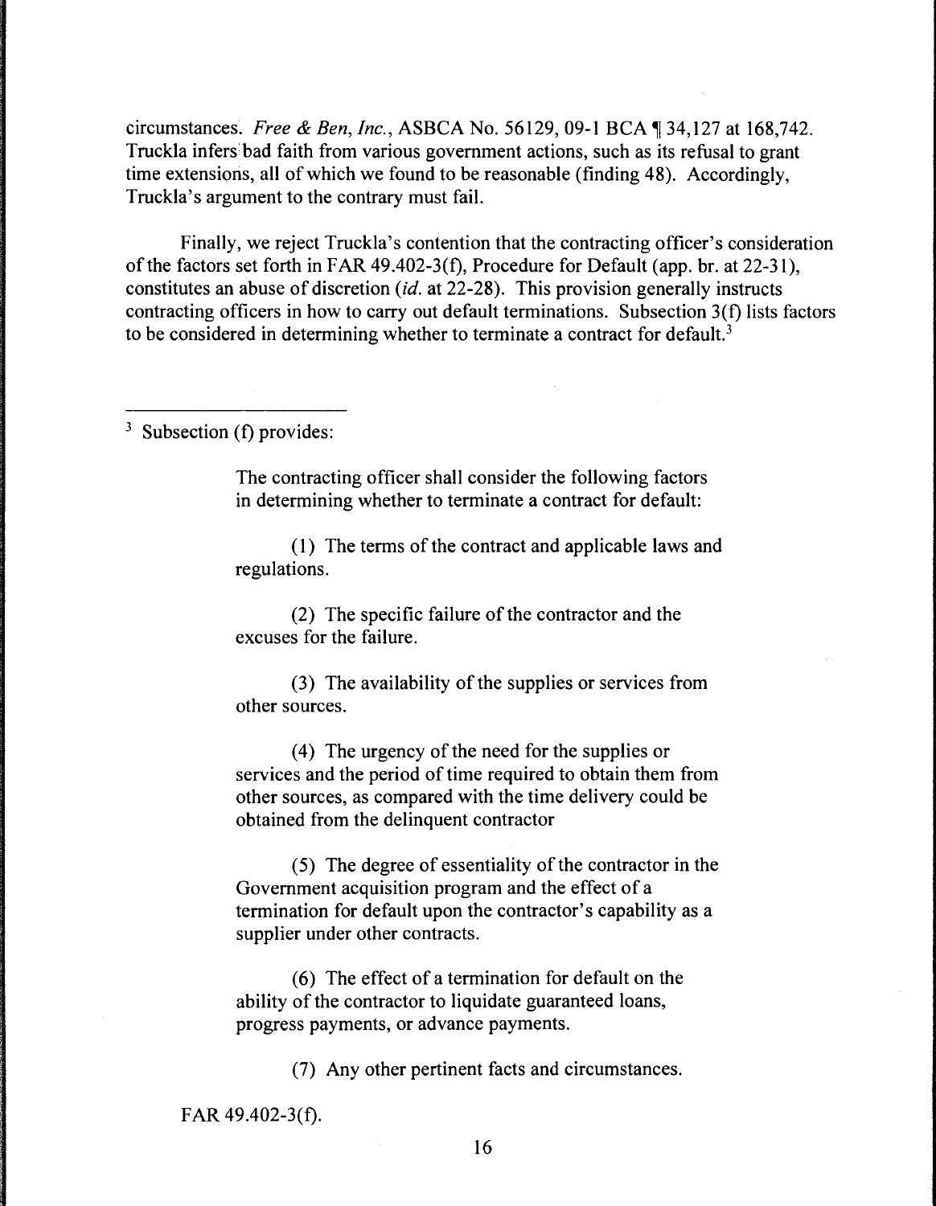circumstances. *Free & Ben, Inc.*, ASBCA No. 56129, 09-1 BCA ¶ 34,127 at 168,742. Truckla infers bad faith from various government actions, such as its refusal to grant time extensions, all of which we found to be reasonable (finding 48). Accordingly, Truckla's argument to the contrary must fail.

Finally, we reject Truckla's contention that the contracting officer's consideration of the factors set forth in FAR 49.402-3(f), Procedure for Default (app. br. at 22-31), constitutes an abuse of discretion (*id.* at 22-28). This provision generally instructs contracting officers in how to carry out default terminations. Subsection 3(f) lists factors to be considered in determining whether to terminate a contract for default.[3]

---

[3] Subsection (f) provides:

> The contracting officer shall consider the following factors in determining whether to terminate a contract for default:
>
> (1) The terms of the contract and applicable laws and regulations.
>
> (2) The specific failure of the contractor and the excuses for the failure.
>
> (3) The availability of the supplies or services from other sources.
>
> (4) The urgency of the need for the supplies or services and the period of time required to obtain them from other sources, as compared with the time delivery could be obtained from the delinquent contractor
>
> (5) The degree of essentiality of the contractor in the Government acquisition program and the effect of a termination for default upon the contractor's capability as a supplier under other contracts.
>
> (6) The effect of a termination for default on the ability of the contractor to liquidate guaranteed loans, progress payments, or advance payments.
>
> (7) Any other pertinent facts and circumstances.

FAR 49.402-3(f).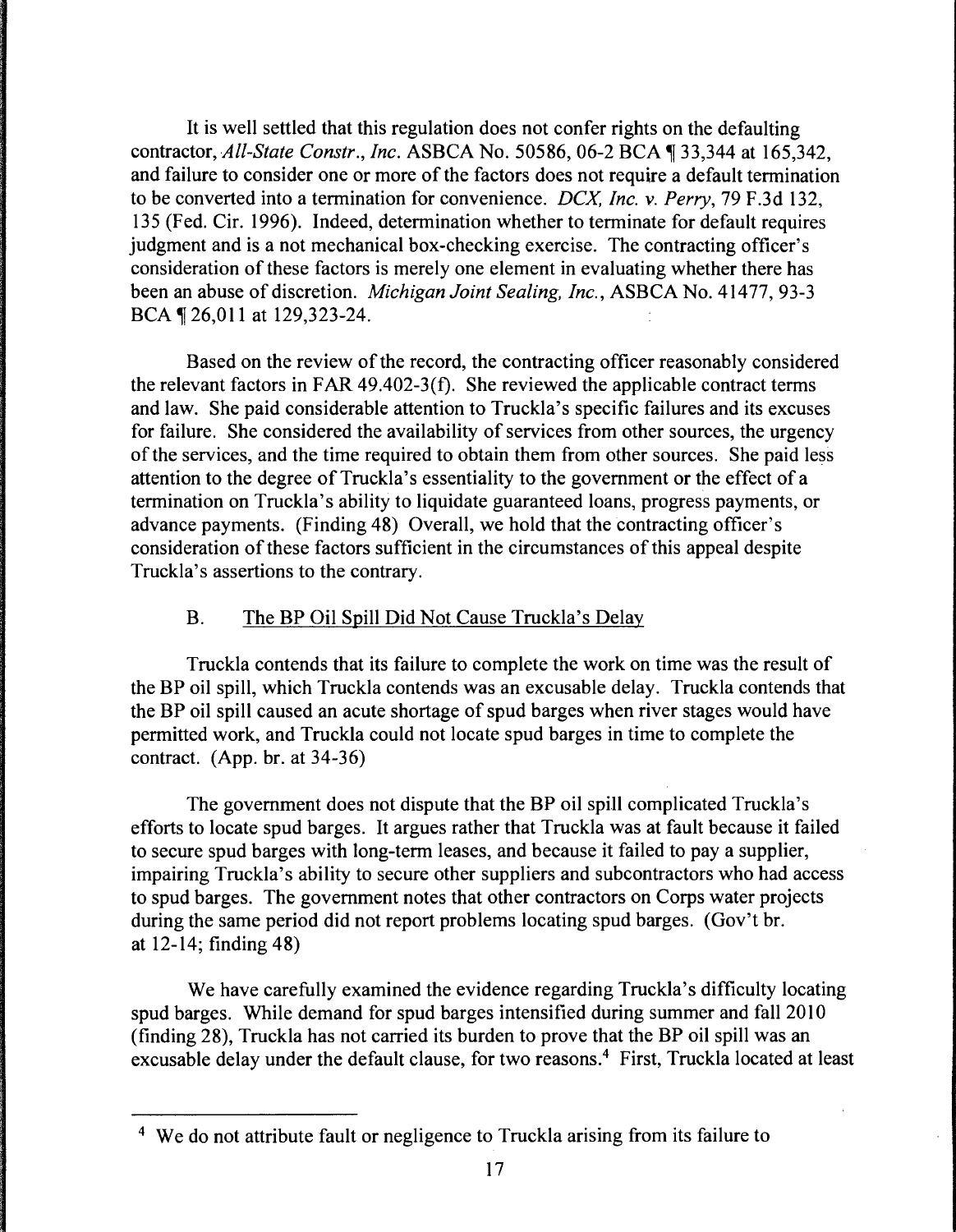It is well settled that this regulation does not confer rights on the defaulting contractor, *All-State Constr., Inc.* ASBCA No. 50586, 06-2 BCA ¶ 33,344 at 165,342, and failure to consider one or more of the factors does not require a default termination to be converted into a termination for convenience. *DCX, Inc. v. Perry*, 79 F.3d 132, 135 (Fed. Cir. 1996). Indeed, determination whether to terminate for default requires judgment and is a not mechanical box-checking exercise. The contracting officer's consideration of these factors is merely one element in evaluating whether there has been an abuse of discretion. *Michigan Joint Sealing, Inc.*, ASBCA No. 41477, 93-3 BCA ¶ 26,011 at 129,323-24.

Based on the review of the record, the contracting officer reasonably considered the relevant factors in FAR 49.402-3(f). She reviewed the applicable contract terms and law. She paid considerable attention to Truckla's specific failures and its excuses for failure. She considered the availability of services from other sources, the urgency of the services, and the time required to obtain them from other sources. She paid less attention to the degree of Truckla's essentiality to the government or the effect of a termination on Truckla's ability to liquidate guaranteed loans, progress payments, or advance payments. (Finding 48) Overall, we hold that the contracting officer's consideration of these factors sufficient in the circumstances of this appeal despite Truckla's assertions to the contrary.

### B. The BP Oil Spill Did Not Cause Truckla's Delay

Truckla contends that its failure to complete the work on time was the result of the BP oil spill, which Truckla contends was an excusable delay. Truckla contends that the BP oil spill caused an acute shortage of spud barges when river stages would have permitted work, and Truckla could not locate spud barges in time to complete the contract. (App. br. at 34-36)

The government does not dispute that the BP oil spill complicated Truckla's efforts to locate spud barges. It argues rather that Truckla was at fault because it failed to secure spud barges with long-term leases, and because it failed to pay a supplier, impairing Truckla's ability to secure other suppliers and subcontractors who had access to spud barges. The government notes that other contractors on Corps water projects during the same period did not report problems locating spud barges. (Gov't br. at 12-14; finding 48)

We have carefully examined the evidence regarding Truckla's difficulty locating spud barges. While demand for spud barges intensified during summer and fall 2010 (finding 28), Truckla has not carried its burden to prove that the BP oil spill was an excusable delay under the default clause, for two reasons.[4] First, Truckla located at least

[4] We do not attribute fault or negligence to Truckla arising from its failure to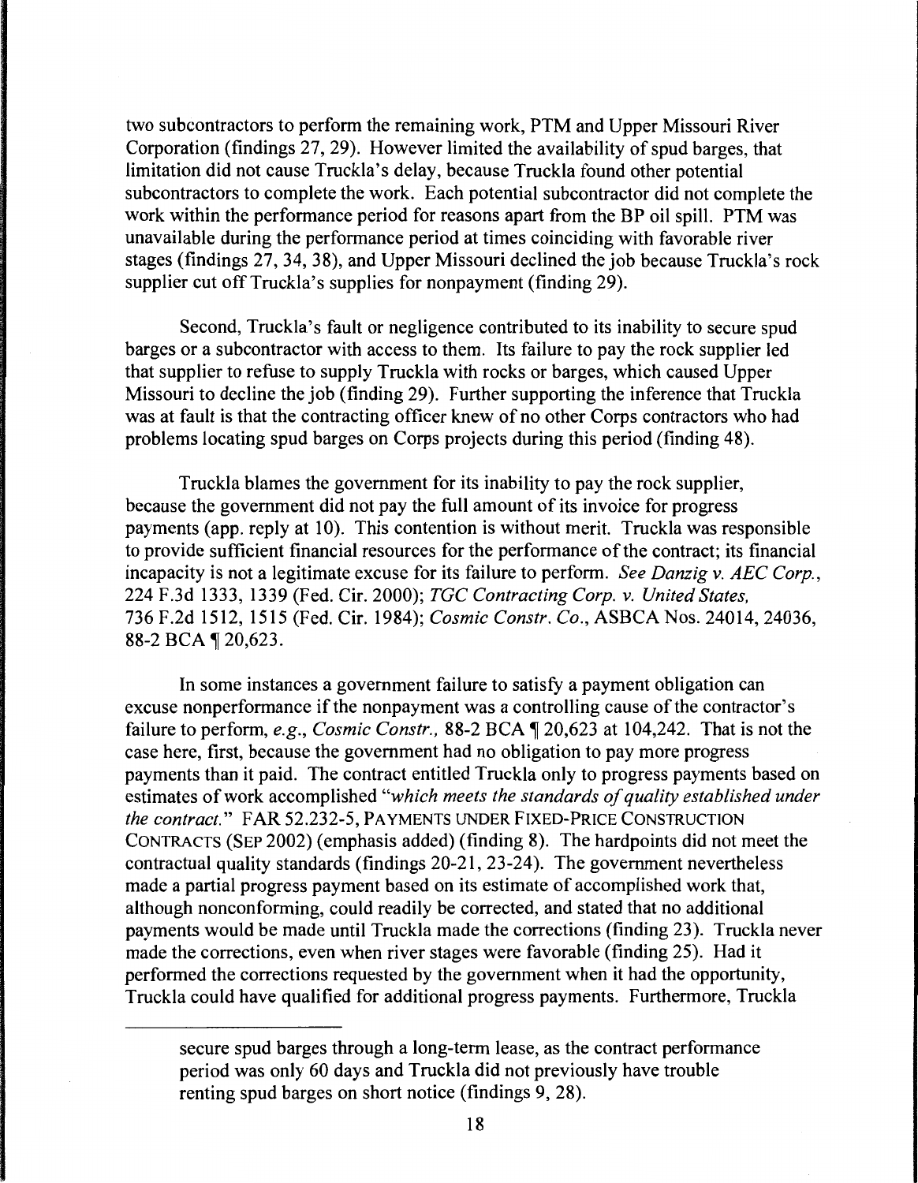two subcontractors to perform the remaining work, PTM and Upper Missouri River Corporation (findings 27, 29). However limited the availability of spud barges, that limitation did not cause Truckla's delay, because Truckla found other potential subcontractors to complete the work. Each potential subcontractor did not complete the work within the performance period for reasons apart from the BP oil spill. PTM was unavailable during the performance period at times coinciding with favorable river stages (findings 27, 34, 38), and Upper Missouri declined the job because Truckla's rock supplier cut off Truckla's supplies for nonpayment (finding 29).

Second, Truckla's fault or negligence contributed to its inability to secure spud barges or a subcontractor with access to them. Its failure to pay the rock supplier led that supplier to refuse to supply Truckla with rocks or barges, which caused Upper Missouri to decline the job (finding 29). Further supporting the inference that Truckla was at fault is that the contracting officer knew of no other Corps contractors who had problems locating spud barges on Corps projects during this period (finding 48).

Truckla blames the government for its inability to pay the rock supplier, because the government did not pay the full amount of its invoice for progress payments (app. reply at 10). This contention is without merit. Truckla was responsible to provide sufficient financial resources for the performance of the contract; its financial incapacity is not a legitimate excuse for its failure to perform. *See Danzig v. AEC Corp.*, 224 F.3d 1333, 1339 (Fed. Cir. 2000); *TGC Contracting Corp. v. United States*, 736 F.2d 1512, 1515 (Fed. Cir. 1984); *Cosmic Constr. Co.*, ASBCA Nos. 24014, 24036, 88-2 BCA ¶ 20,623.

In some instances a government failure to satisfy a payment obligation can excuse nonperformance if the nonpayment was a controlling cause of the contractor's failure to perform, *e.g.*, *Cosmic Constr.*, 88-2 BCA ¶ 20,623 at 104,242. That is not the case here, first, because the government had no obligation to pay more progress payments than it paid. The contract entitled Truckla only to progress payments based on estimates of work accomplished "*which meets the standards of quality established under the contract.*" FAR 52.232-5, PAYMENTS UNDER FIXED-PRICE CONSTRUCTION CONTRACTS (SEP 2002) (emphasis added) (finding 8). The hardpoints did not meet the contractual quality standards (findings 20-21, 23-24). The government nevertheless made a partial progress payment based on its estimate of accomplished work that, although nonconforming, could readily be corrected, and stated that no additional payments would be made until Truckla made the corrections (finding 23). Truckla never made the corrections, even when river stages were favorable (finding 25). Had it performed the corrections requested by the government when it had the opportunity, Truckla could have qualified for additional progress payments. Furthermore, Truckla

---

secure spud barges through a long-term lease, as the contract performance period was only 60 days and Truckla did not previously have trouble renting spud barges on short notice (findings 9, 28).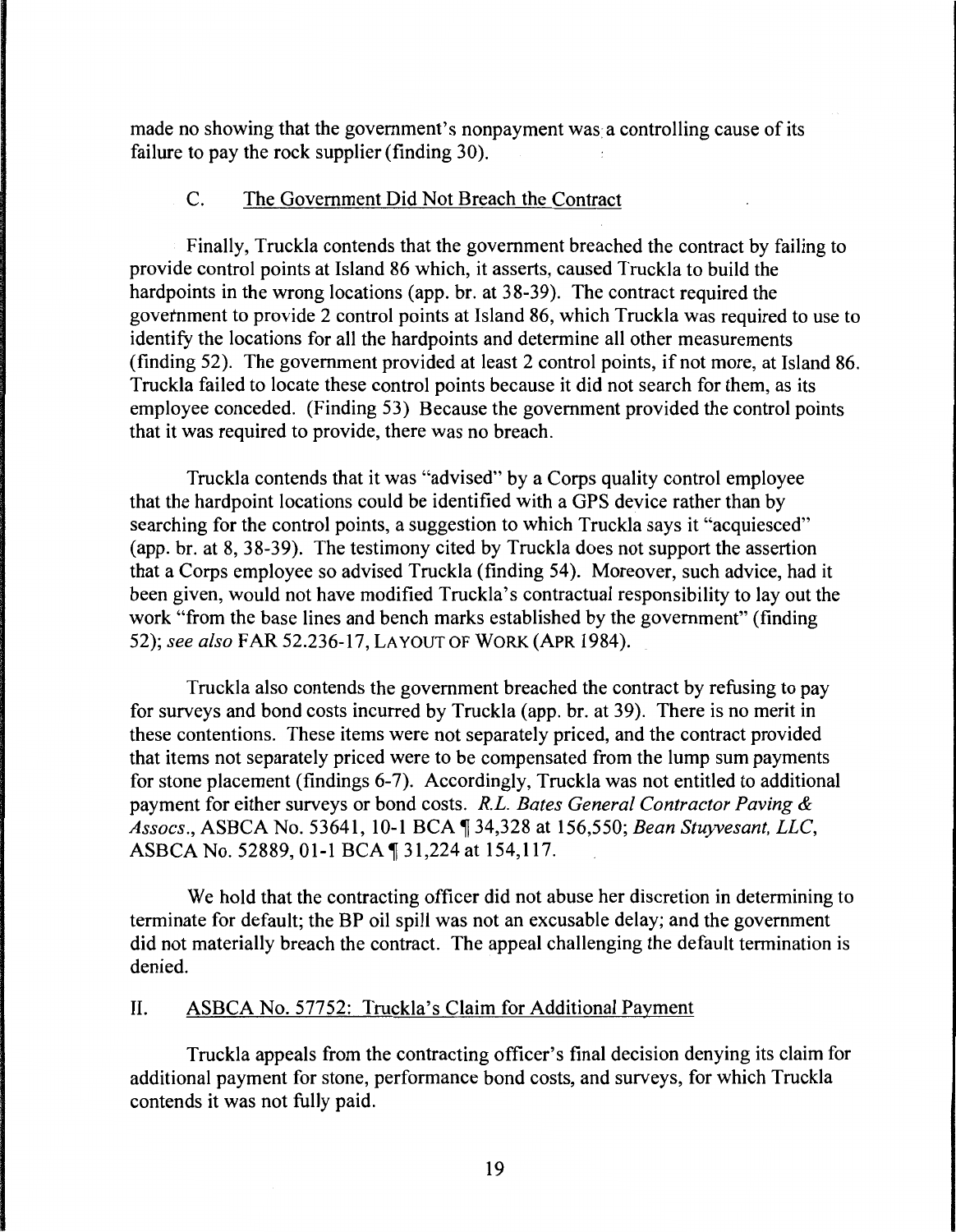made no showing that the government's nonpayment was a controlling cause of its failure to pay the rock supplier (finding 30).

## C. The Government Did Not Breach the Contract

Finally, Truckla contends that the government breached the contract by failing to provide control points at Island 86 which, it asserts, caused Truckla to build the hardpoints in the wrong locations (app. br. at 38-39). The contract required the government to provide 2 control points at Island 86, which Truckla was required to use to identify the locations for all the hardpoints and determine all other measurements (finding 52). The government provided at least 2 control points, if not more, at Island 86. Truckla failed to locate these control points because it did not search for them, as its employee conceded. (Finding 53) Because the government provided the control points that it was required to provide, there was no breach.

Truckla contends that it was "advised" by a Corps quality control employee that the hardpoint locations could be identified with a GPS device rather than by searching for the control points, a suggestion to which Truckla says it "acquiesced" (app. br. at 8, 38-39). The testimony cited by Truckla does not support the assertion that a Corps employee so advised Truckla (finding 54). Moreover, such advice, had it been given, would not have modified Truckla's contractual responsibility to lay out the work "from the base lines and bench marks established by the government" (finding 52); *see also* FAR 52.236-17, LAYOUT OF WORK (APR 1984).

Truckla also contends the government breached the contract by refusing to pay for surveys and bond costs incurred by Truckla (app. br. at 39). There is no merit in these contentions. These items were not separately priced, and the contract provided that items not separately priced were to be compensated from the lump sum payments for stone placement (findings 6-7). Accordingly, Truckla was not entitled to additional payment for either surveys or bond costs. *R.L. Bates General Contractor Paving & Assocs.*, ASBCA No. 53641, 10-1 BCA ¶ 34,328 at 156,550; *Bean Stuyvesant, LLC*, ASBCA No. 52889, 01-1 BCA ¶ 31,224 at 154,117.

We hold that the contracting officer did not abuse her discretion in determining to terminate for default; the BP oil spill was not an excusable delay; and the government did not materially breach the contract. The appeal challenging the default termination is denied.

# II. ASBCA No. 57752: Truckla's Claim for Additional Payment

Truckla appeals from the contracting officer's final decision denying its claim for additional payment for stone, performance bond costs, and surveys, for which Truckla contends it was not fully paid.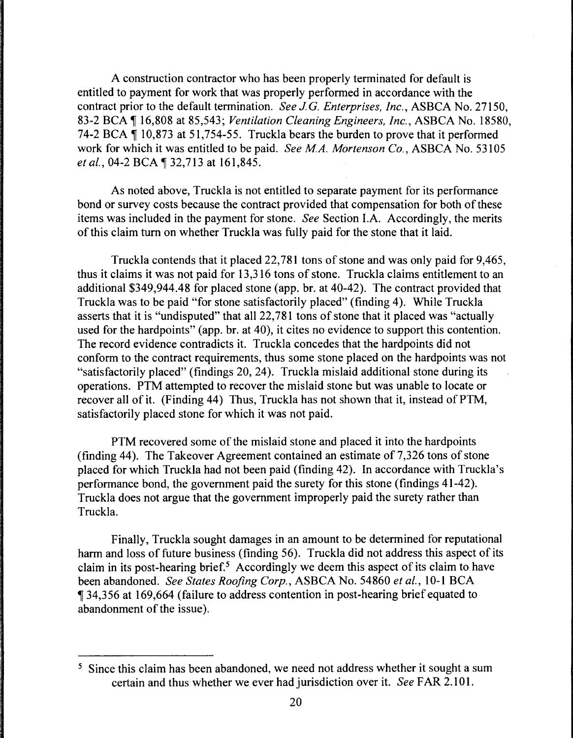A construction contractor who has been properly terminated for default is entitled to payment for work that was properly performed in accordance with the contract prior to the default termination. *See J.G. Enterprises, Inc.*, ASBCA No. 27150, 83-2 BCA ¶ 16,808 at 85,543; *Ventilation Cleaning Engineers, Inc.*, ASBCA No. 18580, 74-2 BCA ¶ 10,873 at 51,754-55. Truckla bears the burden to prove that it performed work for which it was entitled to be paid. *See M.A. Mortenson Co.*, ASBCA No. 53105 *et al.*, 04-2 BCA ¶ 32,713 at 161,845.

As noted above, Truckla is not entitled to separate payment for its performance bond or survey costs because the contract provided that compensation for both of these items was included in the payment for stone. *See* Section I.A. Accordingly, the merits of this claim turn on whether Truckla was fully paid for the stone that it laid.

Truckla contends that it placed 22,781 tons of stone and was only paid for 9,465, thus it claims it was not paid for 13,316 tons of stone. Truckla claims entitlement to an additional $349,944.48 for placed stone (app. br. at 40-42). The contract provided that Truckla was to be paid "for stone satisfactorily placed" (finding 4). While Truckla asserts that it is "undisputed" that all 22,781 tons of stone that it placed was "actually used for the hardpoints" (app. br. at 40), it cites no evidence to support this contention. The record evidence contradicts it. Truckla concedes that the hardpoints did not conform to the contract requirements, thus some stone placed on the hardpoints was not "satisfactorily placed" (findings 20, 24). Truckla mislaid additional stone during its operations. PTM attempted to recover the mislaid stone but was unable to locate or recover all of it. (Finding 44) Thus, Truckla has not shown that it, instead of PTM, satisfactorily placed stone for which it was not paid.

PTM recovered some of the mislaid stone and placed it into the hardpoints (finding 44). The Takeover Agreement contained an estimate of 7,326 tons of stone placed for which Truckla had not been paid (finding 42). In accordance with Truckla's performance bond, the government paid the surety for this stone (findings 41-42). Truckla does not argue that the government improperly paid the surety rather than Truckla.

Finally, Truckla sought damages in an amount to be determined for reputational harm and loss of future business (finding 56). Truckla did not address this aspect of its claim in its post-hearing brief.[5] Accordingly we deem this aspect of its claim to have been abandoned. *See States Roofing Corp.*, ASBCA No. 54860 *et al.*, 10-1 BCA ¶ 34,356 at 169,664 (failure to address contention in post-hearing brief equated to abandonment of the issue).

---

[5] Since this claim has been abandoned, we need not address whether it sought a sum certain and thus whether we ever had jurisdiction over it. *See* FAR 2.101.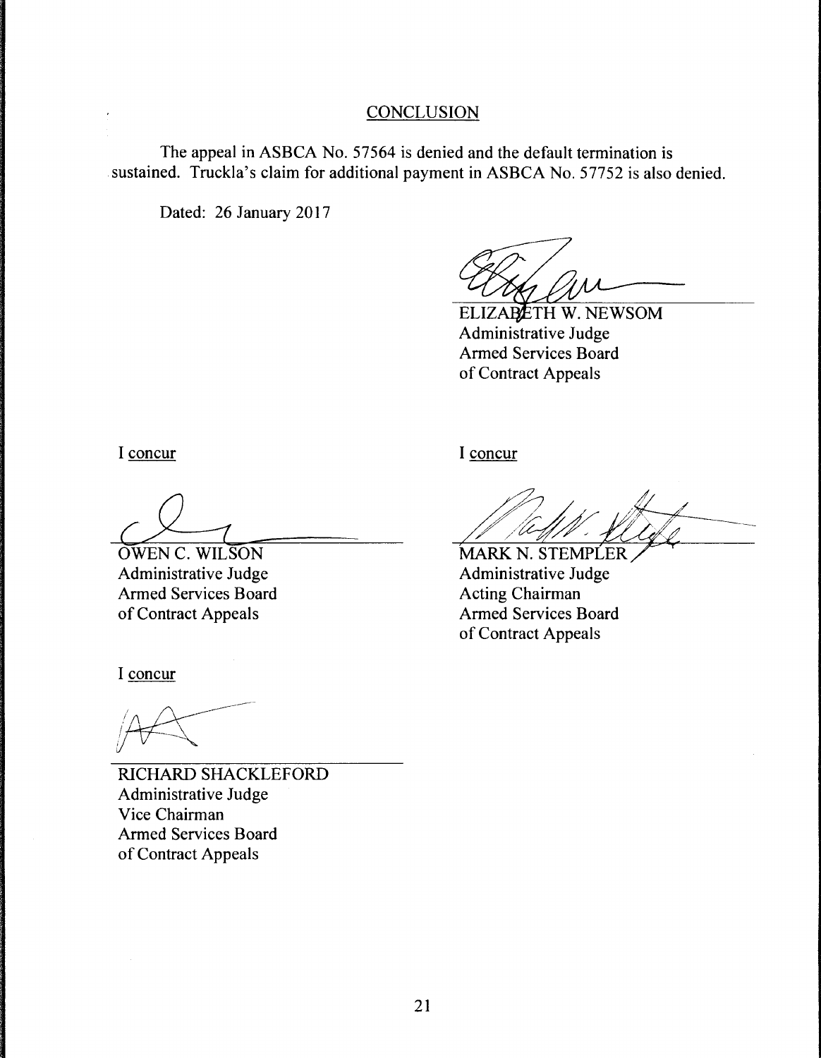## CONCLUSION

The appeal in ASBCA No. 57564 is denied and the default termination is sustained. Truckla's claim for additional payment in ASBCA No. 57752 is also denied.

Dated: 26 January 2017

ELIZABETH W. NEWSOM
Administrative Judge
Armed Services Board
of Contract Appeals

I concur

OWEN C. WILSON
Administrative Judge
Armed Services Board
of Contract Appeals

I concur

MARK N. STEMPLER
Administrative Judge
Acting Chairman
Armed Services Board
of Contract Appeals

I concur

RICHARD SHACKLEFORD
Administrative Judge
Vice Chairman
Armed Services Board
of Contract Appeals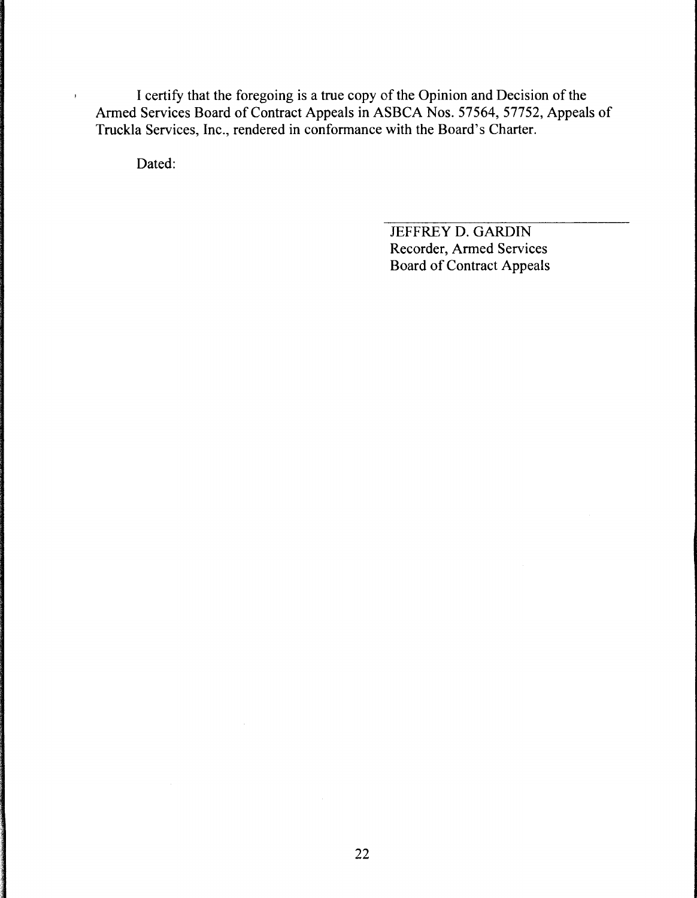I certify that the foregoing is a true copy of the Opinion and Decision of the Armed Services Board of Contract Appeals in ASBCA Nos. 57564, 57752, Appeals of Truckla Services, Inc., rendered in conformance with the Board's Charter.

Dated:

JEFFREY D. GARDIN
Recorder, Armed Services
Board of Contract Appeals